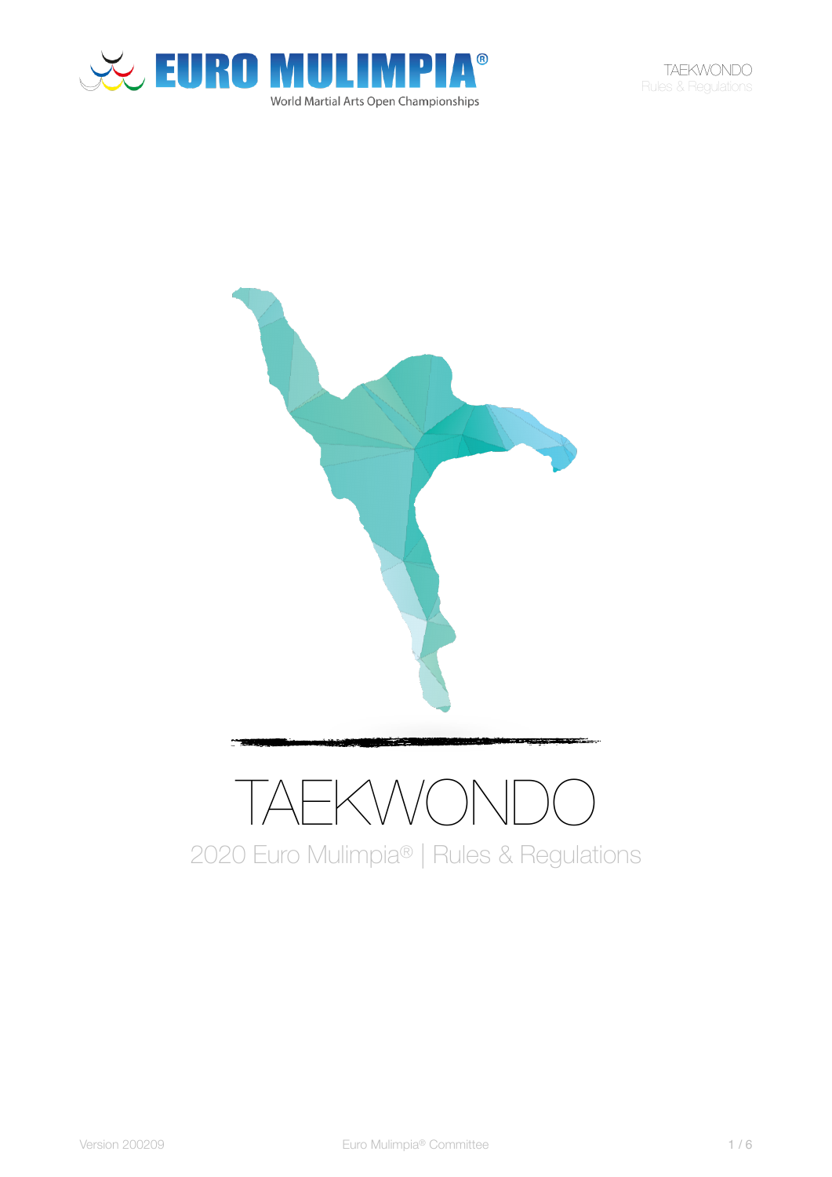# TAEKWONDO

2020 Euro Mulimpia® | Rules & Regulations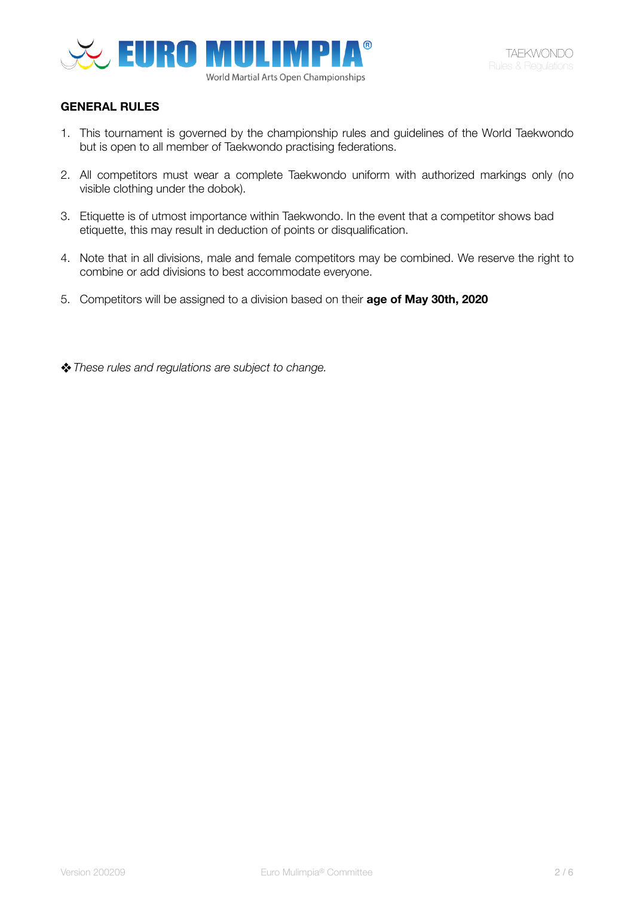## GENERAL RULES

1. This tournament is governed by the championship rules and guidelines of the World Taekwondo but is open to all member of Taekwondo practising federations.

2. All competitors must wear a complete Taekwondo uniform with authorized markings only (no visible clothing under the dobok).

3. Etiquette is of utmost importance within Taekwondo. In the event that a competitor shows bad etiquette, this may result in deduction of points or disqualification.

4. Note that in all divisions, male and female competitors may be combined. We reserve the right to combine or add divisions to best accommodate everyone.

5. Competitors will be assigned to a division based on their **age of May 30th, 2020**

❖ *These rules and regulations are subject to change.*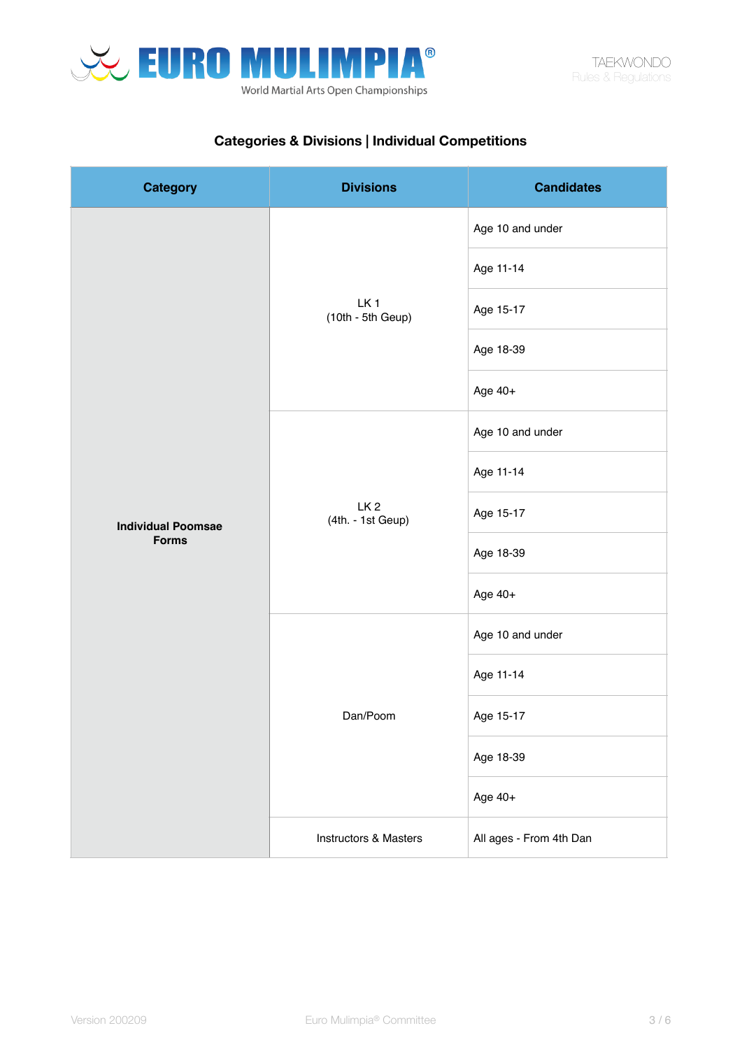## Categories & Divisions | Individual Competitions

| Category | Divisions | Candidates |
|---|---|---|
| Individual Poomsae Forms | LK 1 (10th - 5th Geup) | Age 10 and under |
| | | Age 11-14 |
| | | Age 15-17 |
| | | Age 18-39 |
| | | Age 40+ |
| | LK 2 (4th. - 1st Geup) | Age 10 and under |
| | | Age 11-14 |
| | | Age 15-17 |
| | | Age 18-39 |
| | | Age 40+ |
| | Dan/Poom | Age 10 and under |
| | | Age 11-14 |
| | | Age 15-17 |
| | | Age 18-39 |
| | | Age 40+ |
| | Instructors & Masters | All ages - From 4th Dan |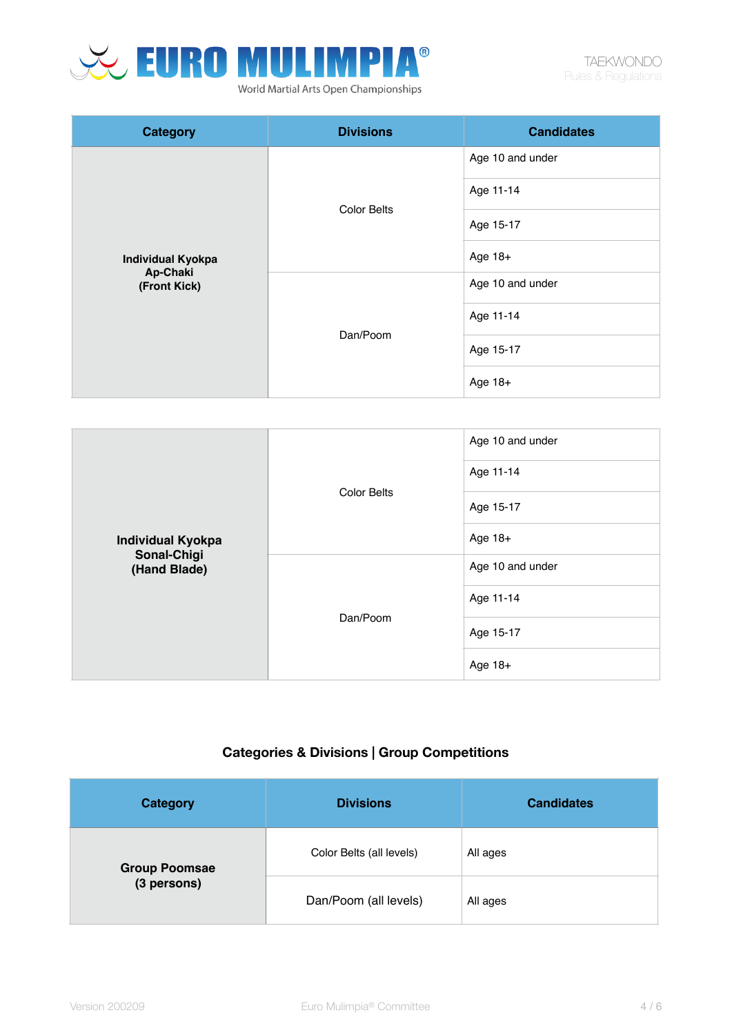| Category | Divisions | Candidates |
|---|---|---|
| **Individual Kyokpa Ap-Chaki (Front Kick)** | Color Belts | Age 10 and under |
| | | Age 11-14 |
| | | Age 15-17 |
| | | Age 18+ |
| | Dan/Poom | Age 10 and under |
| | | Age 11-14 |
| | | Age 15-17 |
| | | Age 18+ |

| | | |
|---|---|---|
| **Individual Kyokpa Sonal-Chigi (Hand Blade)** | Color Belts | Age 10 and under |
| | | Age 11-14 |
| | | Age 15-17 |
| | | Age 18+ |
| | Dan/Poom | Age 10 and under |
| | | Age 11-14 |
| | | Age 15-17 |
| | | Age 18+ |

## Categories & Divisions | Group Competitions

| Category | Divisions | Candidates |
|---|---|---|
| **Group Poomsae (3 persons)** | Color Belts (all levels) | All ages |
| | Dan/Poom (all levels) | All ages |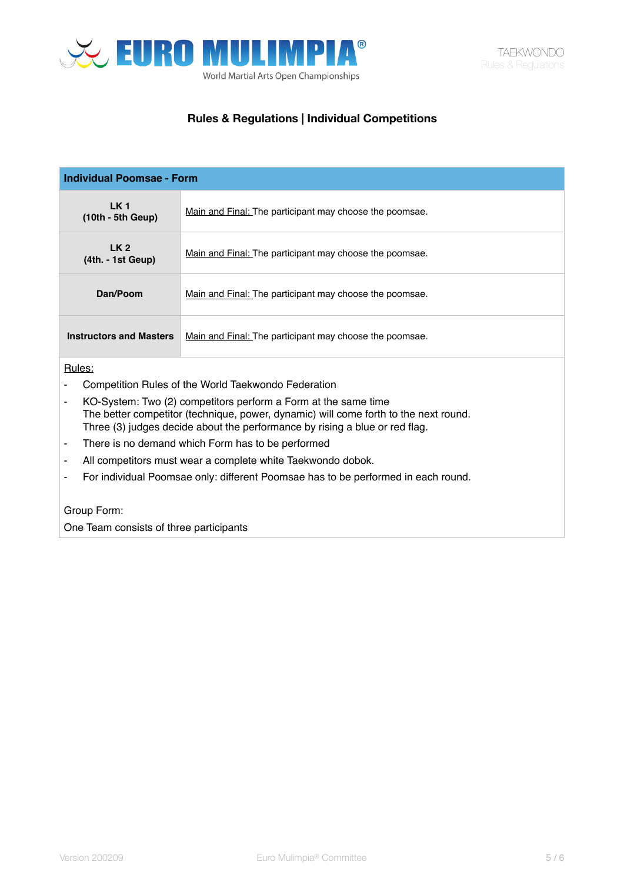## Rules & Regulations | Individual Competitions

| Individual Poomsae - Form | |
|---|---|
| **LK 1 (10th - 5th Geup)** | Main and Final: The participant may choose the poomsae. |
| **LK 2 (4th. - 1st Geup)** | Main and Final: The participant may choose the poomsae. |
| **Dan/Poom** | Main and Final: The participant may choose the poomsae. |
| **Instructors and Masters** | Main and Final: The participant may choose the poomsae. |

Rules:

- Competition Rules of the World Taekwondo Federation
- KO-System: Two (2) competitors perform a Form at the same time
  The better competitor (technique, power, dynamic) will come forth to the next round.
  Three (3) judges decide about the performance by rising a blue or red flag.
- There is no demand which Form has to be performed
- All competitors must wear a complete white Taekwondo dobok.
- For individual Poomsae only: different Poomsae has to be performed in each round.

Group Form:

One Team consists of three participants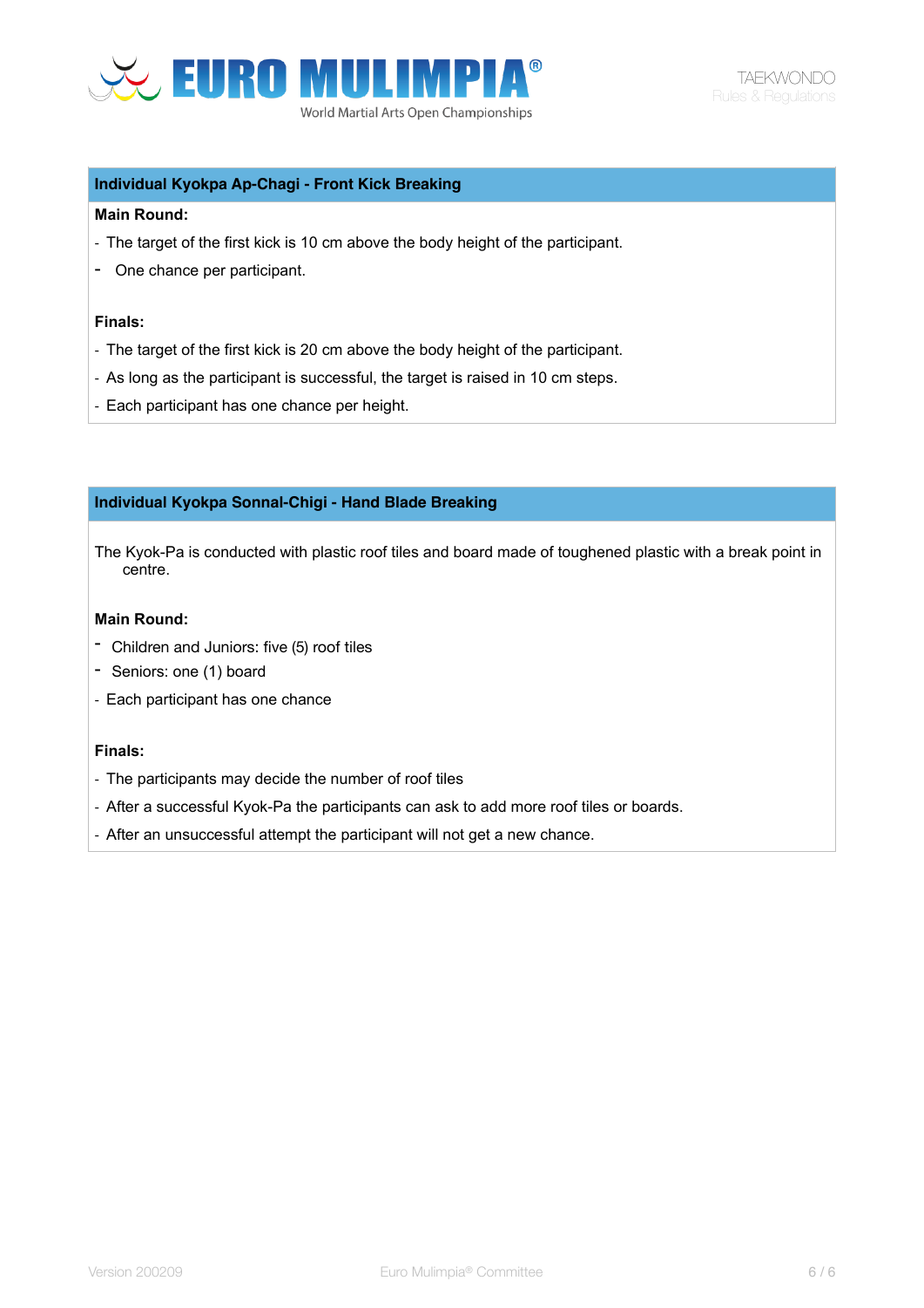## Individual Kyokpa Ap-Chagi - Front Kick Breaking

**Main Round:**

- The target of the first kick is 10 cm above the body height of the participant.
- One chance per participant.

**Finals:**

- The target of the first kick is 20 cm above the body height of the participant.
- As long as the participant is successful, the target is raised in 10 cm steps.
- Each participant has one chance per height.

## Individual Kyokpa Sonnal-Chigi - Hand Blade Breaking

The Kyok-Pa is conducted with plastic roof tiles and board made of toughened plastic with a break point in centre.

**Main Round:**

- Children and Juniors: five (5) roof tiles
- Seniors: one (1) board
- Each participant has one chance

**Finals:**

- The participants may decide the number of roof tiles
- After a successful Kyok-Pa the participants can ask to add more roof tiles or boards.
- After an unsuccessful attempt the participant will not get a new chance.